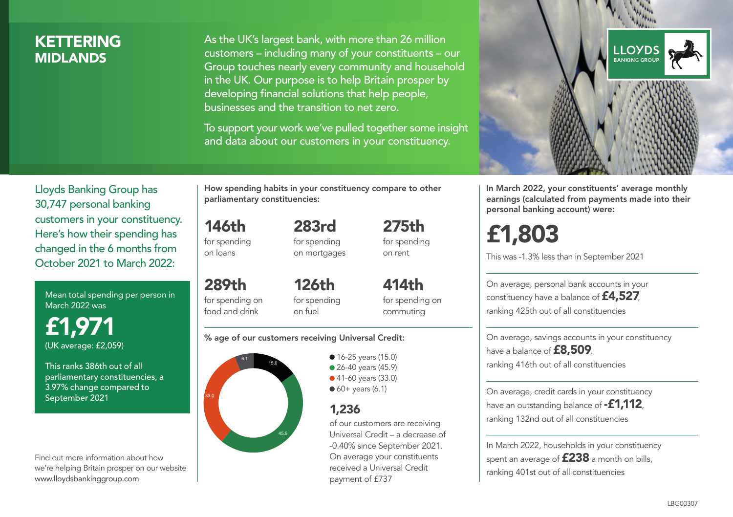# KETTERING
## MIDLANDS

As the UK's largest bank, with more than 26 million customers – including many of your constituents – our Group touches nearly every community and household in the UK. Our purpose is to help Britain prosper by developing financial solutions that help people, businesses and the transition to net zero.

To support your work we've pulled together some insight and data about our customers in your constituency.

Lloyds Banking Group has 30,747 personal banking customers in your constituency. Here's how their spending has changed in the 6 months from October 2021 to March 2022:

Mean total spending per person in March 2022 was

**£1,971**
(UK average: £2,059)

This ranks 386th out of all parliamentary constituencies, a 3.97% change compared to September 2021

Find out more information about how we're helping Britain prosper on our website www.lloydsbankinggroup.com

**How spending habits in your constituency compare to other parliamentary constituencies:**

**146th** for spending on loans

**283rd** for spending on mortgages

**275th** for spending on rent

**289th** for spending on food and drink

**126th** for spending on fuel

**414th** for spending on commuting

**% age of our customers receiving Universal Credit:**

- 16-25 years (15.0)
- 26-40 years (45.9)
- 41-60 years (33.0)
- 60+ years (6.1)

**1,236** of our customers are receiving Universal Credit – a decrease of -0.40% since September 2021. On average your constituents received a Universal Credit payment of £737

**In March 2022, your constituents' average monthly earnings (calculated from payments made into their personal banking account) were:**

**£1,803**

This was -1.3% less than in September 2021

On average, personal bank accounts in your constituency have a balance of **£4,527**, ranking 425th out of all constituencies

On average, savings accounts in your constituency have a balance of **£8,509**, ranking 416th out of all constituencies

On average, credit cards in your constituency have an outstanding balance of **-£1,112**, ranking 132nd out of all constituencies

In March 2022, households in your constituency spent an average of **£238** a month on bills, ranking 401st out of all constituencies

LBG00307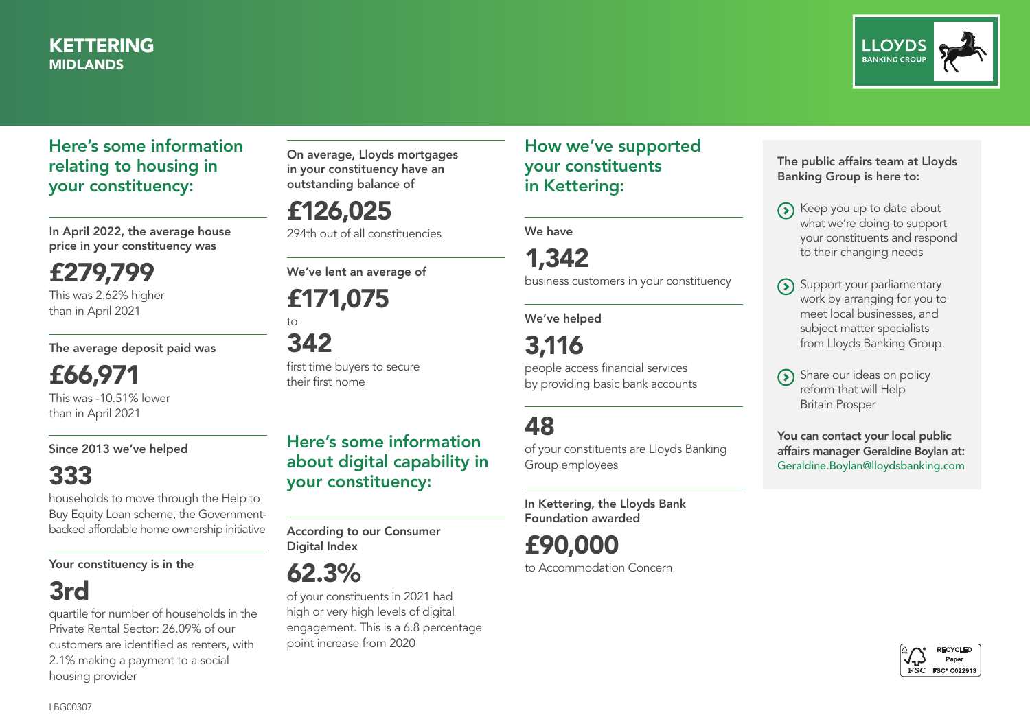# KETTERING
## MIDLANDS

LLOYDS BANKING GROUP

## Here's some information relating to housing in your constituency:

**In April 2022, the average house price in your constituency was**

# £279,799

This was 2.62% higher than in April 2021

**The average deposit paid was**

# £66,971

This was -10.51% lower than in April 2021

**Since 2013 we've helped**

# 333

households to move through the Help to Buy Equity Loan scheme, the Government-backed affordable home ownership initiative

**Your constituency is in the**

# 3rd

quartile for number of households in the Private Rental Sector: 26.09% of our customers are identified as renters, with 2.1% making a payment to a social housing provider

**On average, Lloyds mortgages in your constituency have an outstanding balance of**

# £126,025

294th out of all constituencies

**We've lent an average of**

# £171,075

to

# 342

first time buyers to secure their first home

## Here's some information about digital capability in your constituency:

**According to our Consumer Digital Index**

# 62.3%

of your constituents in 2021 had high or very high levels of digital engagement. This is a 6.8 percentage point increase from 2020

## How we've supported your constituents in Kettering:

**We have**

# 1,342

business customers in your constituency

**We've helped**

# 3,116

people access financial services by providing basic bank accounts

# 48

of your constituents are Lloyds Banking Group employees

**In Kettering, the Lloyds Bank Foundation awarded**

# £90,000

to Accommodation Concern

**The public affairs team at Lloyds Banking Group is here to:**

- Keep you up to date about what we're doing to support your constituents and respond to their changing needs
- Support your parliamentary work by arranging for you to meet local businesses, and subject matter specialists from Lloyds Banking Group.
- Share our ideas on policy reform that will Help Britain Prosper

**You can contact your local public affairs manager Geraldine Boylan at:**
Geraldine.Boylan@lloydsbanking.com

RECYCLED Paper FSC FSC® C022913

LBG00307